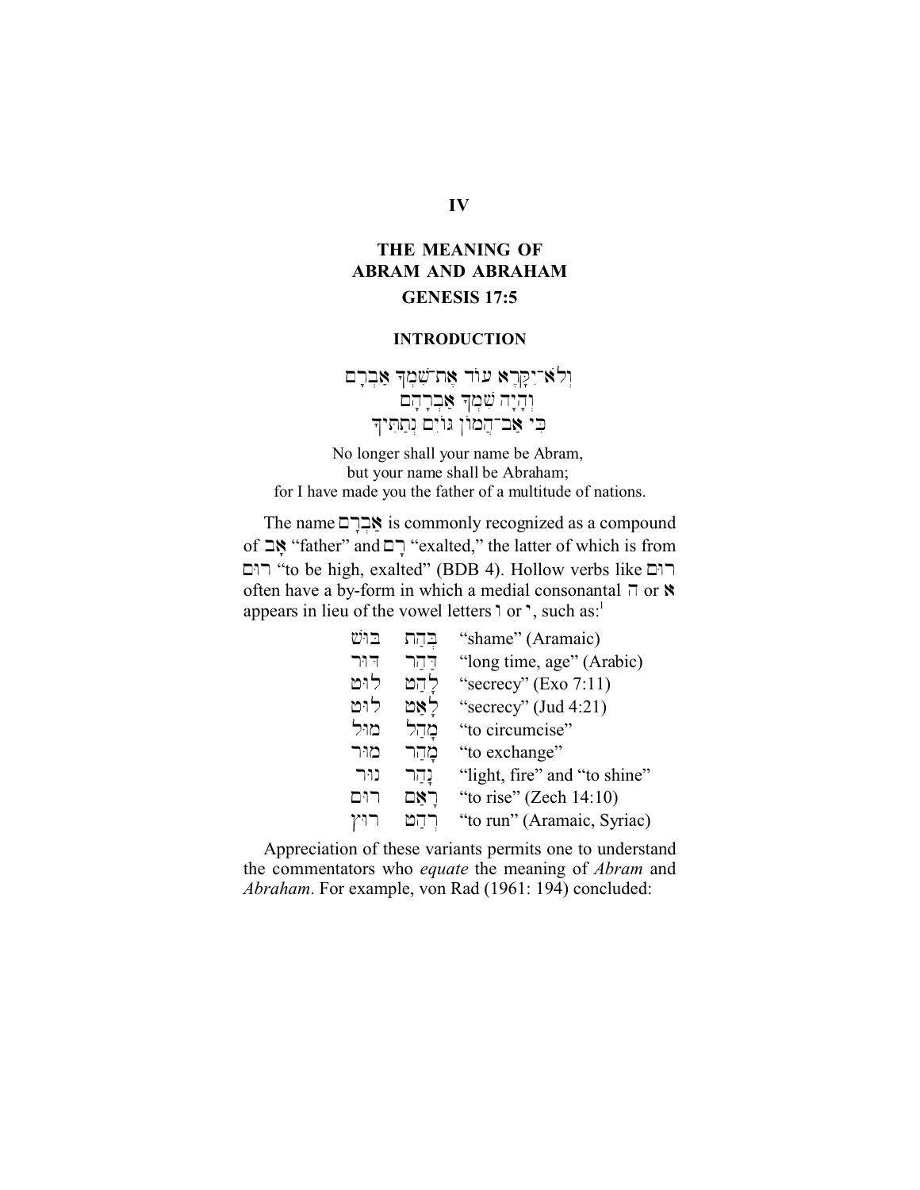# IV

## THE MEANING OF ABRAM AND ABRAHAM GENESIS 17:5

### INTRODUCTION

וְלֹא־יִקָּרֵא עוֹד אֶת־שִׁמְךָ אַבְרָם
וְהָיָה שִׁמְךָ אַבְרָהָם
כִּי אַב־הֲמוֹן גּוֹיִם נְתַתִּיךָ

No longer shall your name be Abram,
but your name shall be Abraham;
for I have made you the father of a multitude of nations.

The name אַבְרָם is commonly recognized as a compound of אָב "father" and רָם "exalted," the latter of which is from רום "to be high, exalted" (BDB 4). Hollow verbs like רום often have a by-form in which a medial consonantal ה or א appears in lieu of the vowel letters ו or י, such as:[1]

| | | |
|---|---|---|
| בוש | בְּהַת | "shame" (Aramaic) |
| דור | דַּהַר | "long time, age" (Arabic) |
| לוט | לָהַט | "secrecy" (Exo 7:11) |
| לוט | לָאַט | "secrecy" (Jud 4:21) |
| מול | מָהַל | "to circumcise" |
| מור | מָהַר | "to exchange" |
| נור | נָהַר | "light, fire" and "to shine" |
| רום | רָאַם | "to rise" (Zech 14:10) |
| רוץ | רְהַט | "to run" (Aramaic, Syriac) |

Appreciation of these variants permits one to understand the commentators who *equate* the meaning of *Abram* and *Abraham*. For example, von Rad (1961: 194) concluded: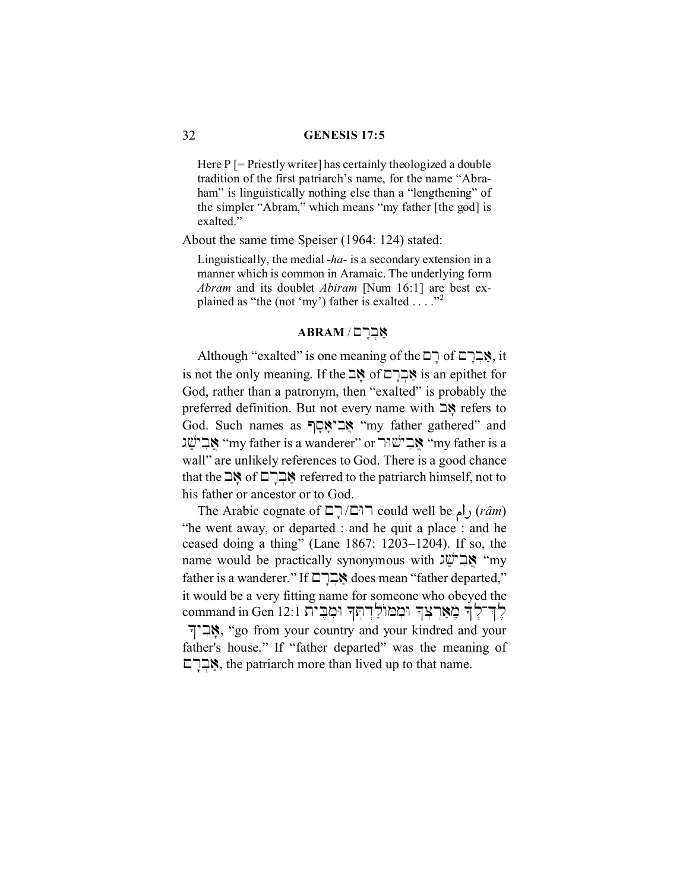> Here P [= Priestly writer] has certainly theologized a double tradition of the first patriarch's name, for the name "Abraham" is linguistically nothing else than a "lengthening" of the simpler "Abram," which means "my father [the god] is exalted."

About the same time Speiser (1964: 124) stated:

> Linguistically, the medial *-ha-* is a secondary extension in a manner which is common in Aramaic. The underlying form *Abram* and its doublet *Abiram* [Num 16:1] are best explained as "the (not 'my') father is exalted . . . ."[2]

## ABRAM / אַבְרָם

Although "exalted" is one meaning of the רָם of אַבְרָם, it is not the only meaning. If the אָב of אַבְרָם is an epithet for God, rather than a patronym, then "exalted" is probably the preferred definition. But not every name with אָב refers to God. Such names as אֲבִיאָסָף "my father gathered" and אֲבִישַׁג "my father is a wanderer" or אֲבִישׁוּר "my father is a wall" are unlikely references to God. There is a good chance that the אָב of אַבְרָם referred to the patriarch himself, not to his father or ancestor or to God.

The Arabic cognate of רוּם/רָם could well be رام (*râm*) "he went away, or departed : and he quit a place : and he ceased doing a thing" (Lane 1867: 1203–1204). If so, the name would be practically synonymous with אֲבִישַׁג "my father is a wanderer." If אַבְרָם does mean "father departed," it would be a very fitting name for someone who obeyed the command in Gen 12:1 לֶךְ־לְךָ מֵאַרְצְךָ וּמִמּוֹלַדְתְּךָ וּמִבֵּית אָבִיךָ, "go from your country and your kindred and your father's house." If "father departed" was the meaning of אַבְרָם, the patriarch more than lived up to that name.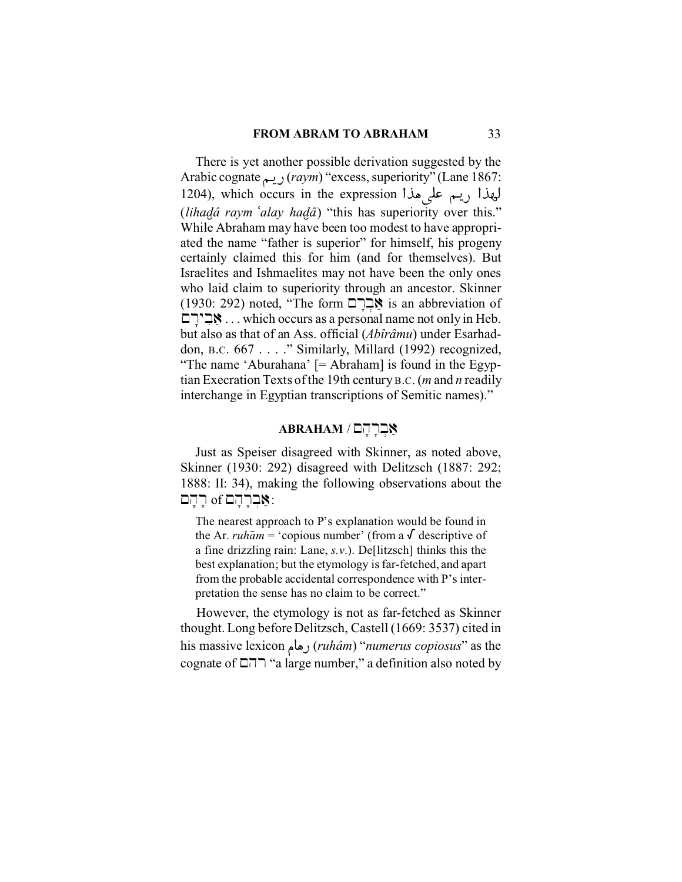There is yet another possible derivation suggested by the Arabic cognate ريم (*raym*) "excess, superiority" (Lane 1867: 1204), which occurs in the expression لهذا ريم على هذا (*lihaḏâ raym ʿalay haḏâ*) "this has superiority over this." While Abraham may have been too modest to have appropriated the name "father is superior" for himself, his progeny certainly claimed this for him (and for themselves). But Israelites and Ishmaelites may not have been the only ones who laid claim to superiority through an ancestor. Skinner (1930: 292) noted, "The form אַבְרָם is an abbreviation of אֲבִירָם . . . which occurs as a personal name not only in Heb. but also as that of an Ass. official (*Abîrâmu*) under Esarhaddon, B.C. 667 . . . ." Similarly, Millard (1992) recognized, "The name 'Aburahana' [= Abraham] is found in the Egyptian Execration Texts of the 19th century B.C. (*m* and *n* readily interchange in Egyptian transcriptions of Semitic names)."

## ABRAHAM / אַבְרָהָם

Just as Speiser disagreed with Skinner, as noted above, Skinner (1930: 292) disagreed with Delitzsch (1887: 292; 1888: II: 34), making the following observations about the רָהָם of אַבְרָהָם:

> The nearest approach to P's explanation would be found in the Ar. *ruhām* = 'copious number' (from a √ descriptive of a fine drizzling rain: Lane, *s.v.*). De[litzsch] thinks this the best explanation; but the etymology is far-fetched, and apart from the probable accidental correspondence with P's interpretation the sense has no claim to be correct."

However, the etymology is not as far-fetched as Skinner thought. Long before Delitzsch, Castell (1669: 3537) cited in his massive lexicon رهام (*ruhâm*) "*numerus copiosus*" as the cognate of רהם "a large number," a definition also noted by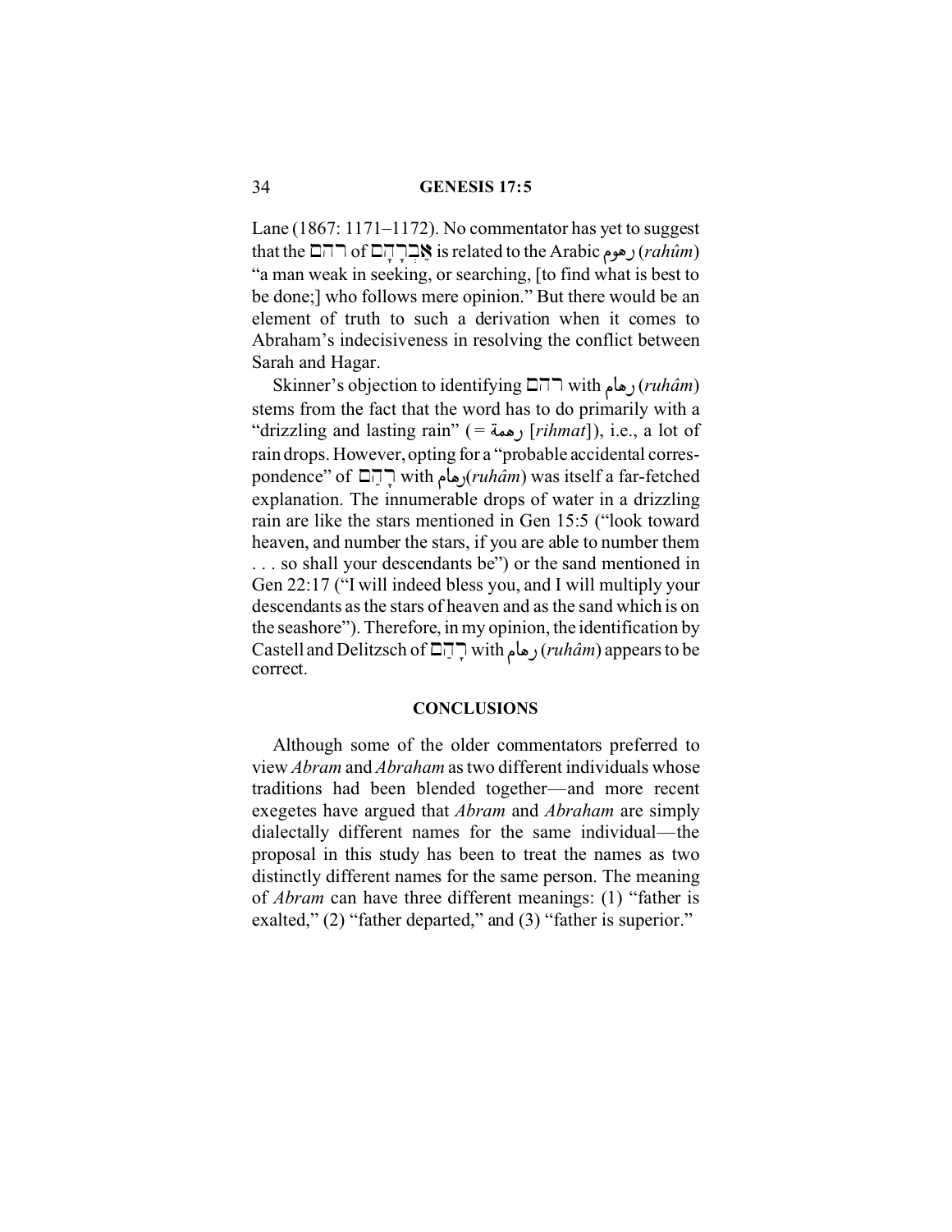Lane (1867: 1171–1172). No commentator has yet to suggest that the רהם of אַבְרָהָם is related to the Arabic رهوم (*rahûm*) "a man weak in seeking, or searching, [to find what is best to be done;] who follows mere opinion." But there would be an element of truth to such a derivation when it comes to Abraham's indecisiveness in resolving the conflict between Sarah and Hagar.

Skinner's objection to identifying רהם with رهام (*ruhâm*) stems from the fact that the word has to do primarily with a "drizzling and lasting rain" (= رهمة [*rihmat*]), i.e., a lot of rain drops. However, opting for a "probable accidental correspondence" of רָהַם with رهام(*ruhâm*) was itself a far-fetched explanation. The innumerable drops of water in a drizzling rain are like the stars mentioned in Gen 15:5 ("look toward heaven, and number the stars, if you are able to number them . . . so shall your descendants be") or the sand mentioned in Gen 22:17 ("I will indeed bless you, and I will multiply your descendants as the stars of heaven and as the sand which is on the seashore"). Therefore, in my opinion, the identification by Castell and Delitzsch of רָהַם with رهام (*ruhâm*) appears to be correct.

## CONCLUSIONS

Although some of the older commentators preferred to view *Abram* and *Abraham* as two different individuals whose traditions had been blended together—and more recent exegetes have argued that *Abram* and *Abraham* are simply dialectally different names for the same individual—the proposal in this study has been to treat the names as two distinctly different names for the same person. The meaning of *Abram* can have three different meanings: (1) "father is exalted," (2) "father departed," and (3) "father is superior."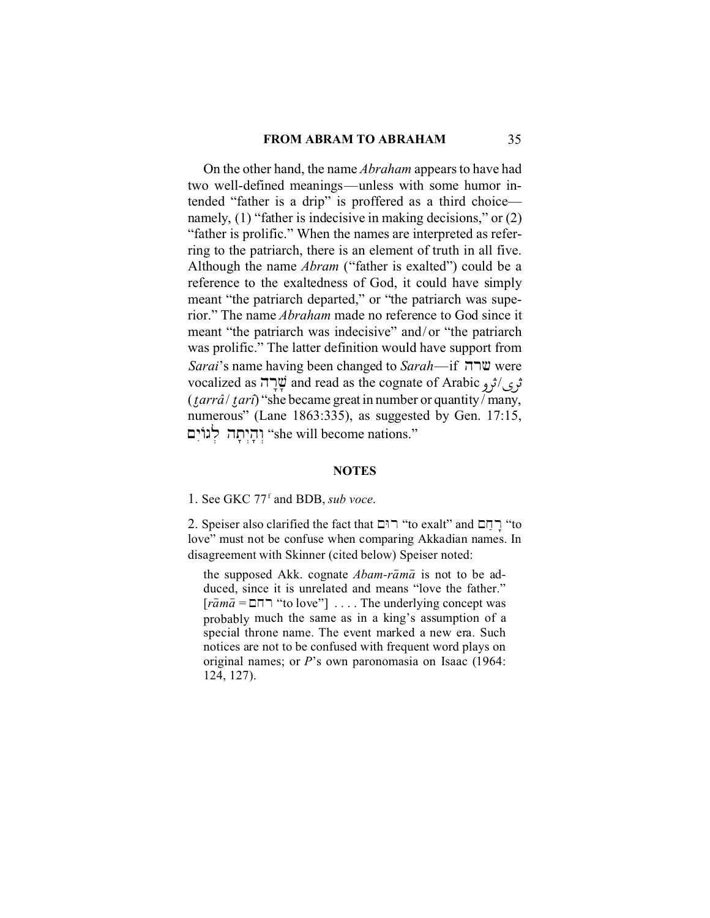On the other hand, the name *Abraham* appears to have had two well-defined meanings—unless with some humor intended "father is a drip" is proffered as a third choice—namely, (1) "father is indecisive in making decisions," or (2) "father is prolific." When the names are interpreted as referring to the patriarch, there is an element of truth in all five. Although the name *Abram* ("father is exalted") could be a reference to the exaltedness of God, it could have simply meant "the patriarch departed," or "the patriarch was superior." The name *Abraham* made no reference to God since it meant "the patriarch was indecisive" and/or "the patriarch was prolific." The latter definition would have support from *Sarai*'s name having been changed to *Sarah*—if שרה were vocalized as שָׂרָה and read as the cognate of Arabic ثرى/ثرو (*ṯarrâ*/ *ṯarî*) "she became great in number or quantity/many, numerous" (Lane 1863:335), as suggested by Gen. 17:15, וְהָיְתָה לְגוֹיִם "she will become nations."

## NOTES

1. See GKC 77[f] and BDB, *sub voce*.

2. Speiser also clarified the fact that רוּם "to exalt" and רָחַם "to love" must not be confuse when comparing Akkadian names. In disagreement with Skinner (cited below) Speiser noted:

> the supposed Akk. cognate *Abam-rāmā* is not to be adduced, since it is unrelated and means "love the father." [*rāmā* = רחם "to love"] . . . . The underlying concept was probably much the same as in a king's assumption of a special throne name. The event marked a new era. Such notices are not to be confused with frequent word plays on original names; or *P*'s own paronomasia on Isaac (1964: 124, 127).